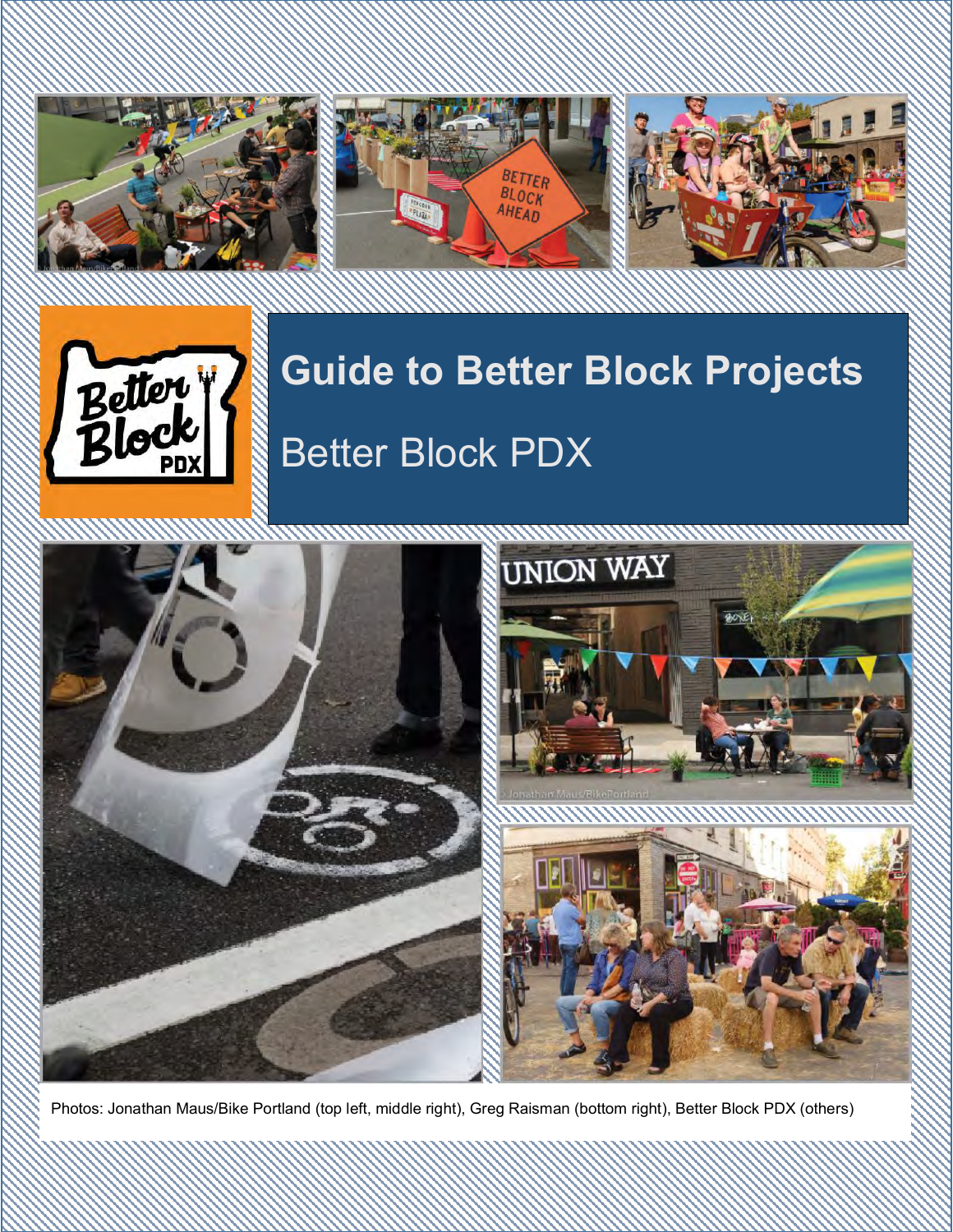# Guide to Better Block Projects

## Better Block PDX

Photos: Jonathan Maus/Bike Portland (top left, middle right), Greg Raisman (bottom right), Better Block PDX (others)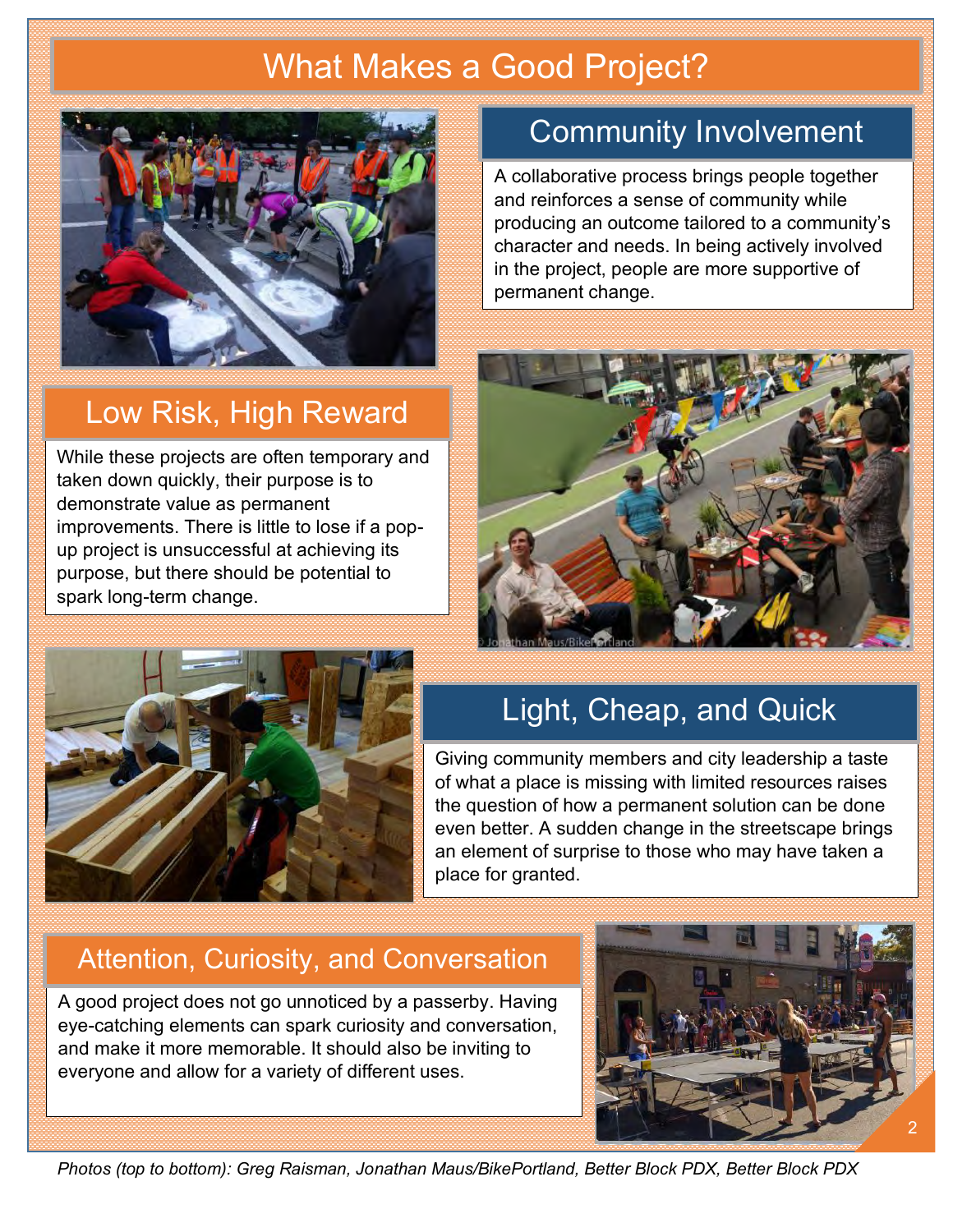# What Makes a Good Project?

## Community Involvement

A collaborative process brings people together and reinforces a sense of community while producing an outcome tailored to a community's character and needs. In being actively involved in the project, people are more supportive of permanent change.

## Low Risk, High Reward

While these projects are often temporary and taken down quickly, their purpose is to demonstrate value as permanent improvements. There is little to lose if a pop-up project is unsuccessful at achieving its purpose, but there should be potential to spark long-term change.

## Light, Cheap, and Quick

Giving community members and city leadership a taste of what a place is missing with limited resources raises the question of how a permanent solution can be done even better. A sudden change in the streetscape brings an element of surprise to those who may have taken a place for granted.

## Attention, Curiosity, and Conversation

A good project does not go unnoticed by a passerby. Having eye-catching elements can spark curiosity and conversation, and make it more memorable. It should also be inviting to everyone and allow for a variety of different uses.

*Photos (top to bottom): Greg Raisman, Jonathan Maus/BikePortland, Better Block PDX, Better Block PDX*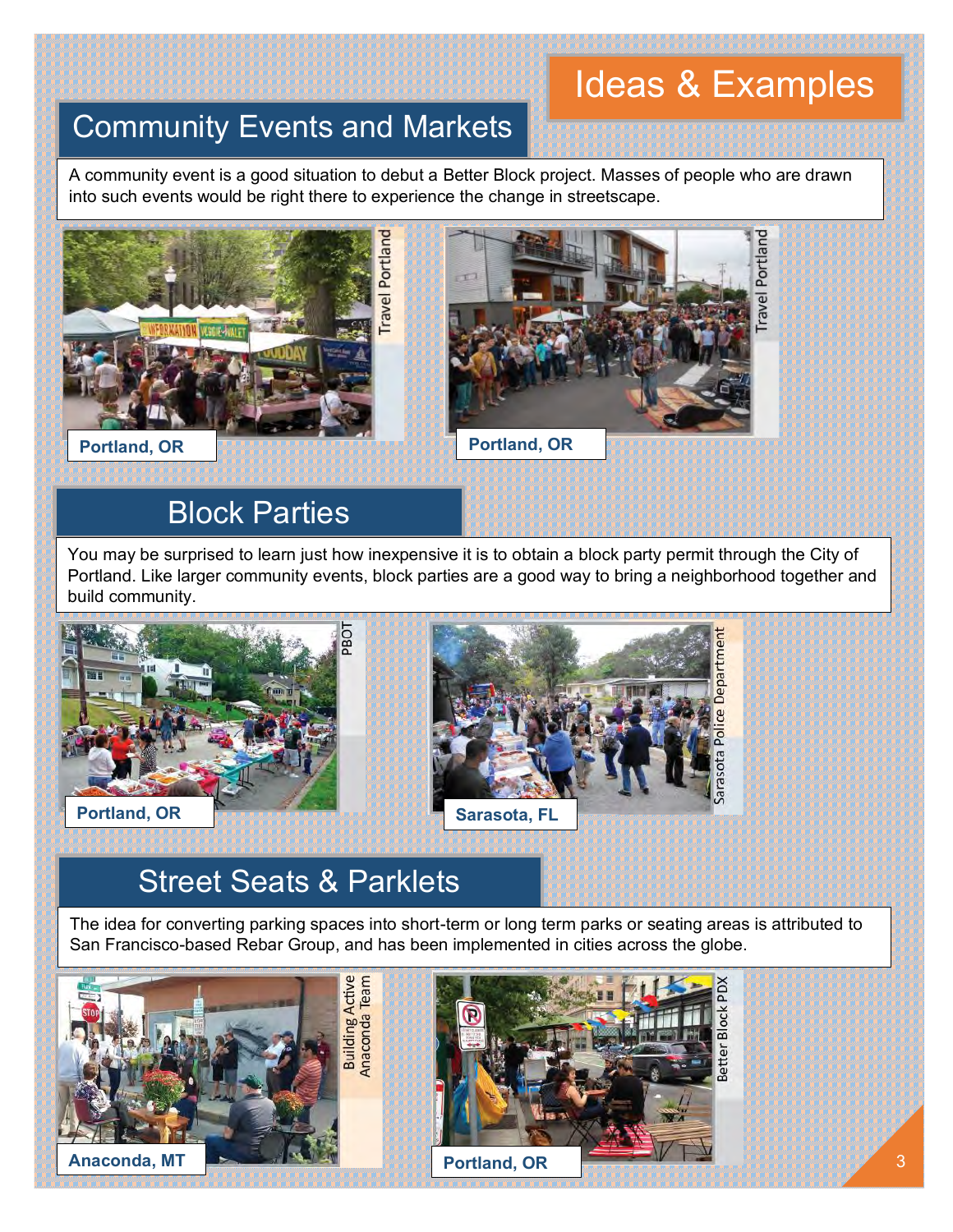# Ideas & Examples

## Community Events and Markets

A community event is a good situation to debut a Better Block project. Masses of people who are drawn into such events would be right there to experience the change in streetscape.

Travel Portland

**Portland, OR**

Travel Portland

**Portland, OR**

## Block Parties

You may be surprised to learn just how inexpensive it is to obtain a block party permit through the City of Portland. Like larger community events, block parties are a good way to bring a neighborhood together and build community.

PBOT

**Portland, OR**

Sarasota Police Department

**Sarasota, FL**

## Street Seats & Parklets

The idea for converting parking spaces into short-term or long term parks or seating areas is attributed to San Francisco-based Rebar Group, and has been implemented in cities across the globe.

Building Active Anaconda Team

**Anaconda, MT**

Better Block PDX

**Portland, OR**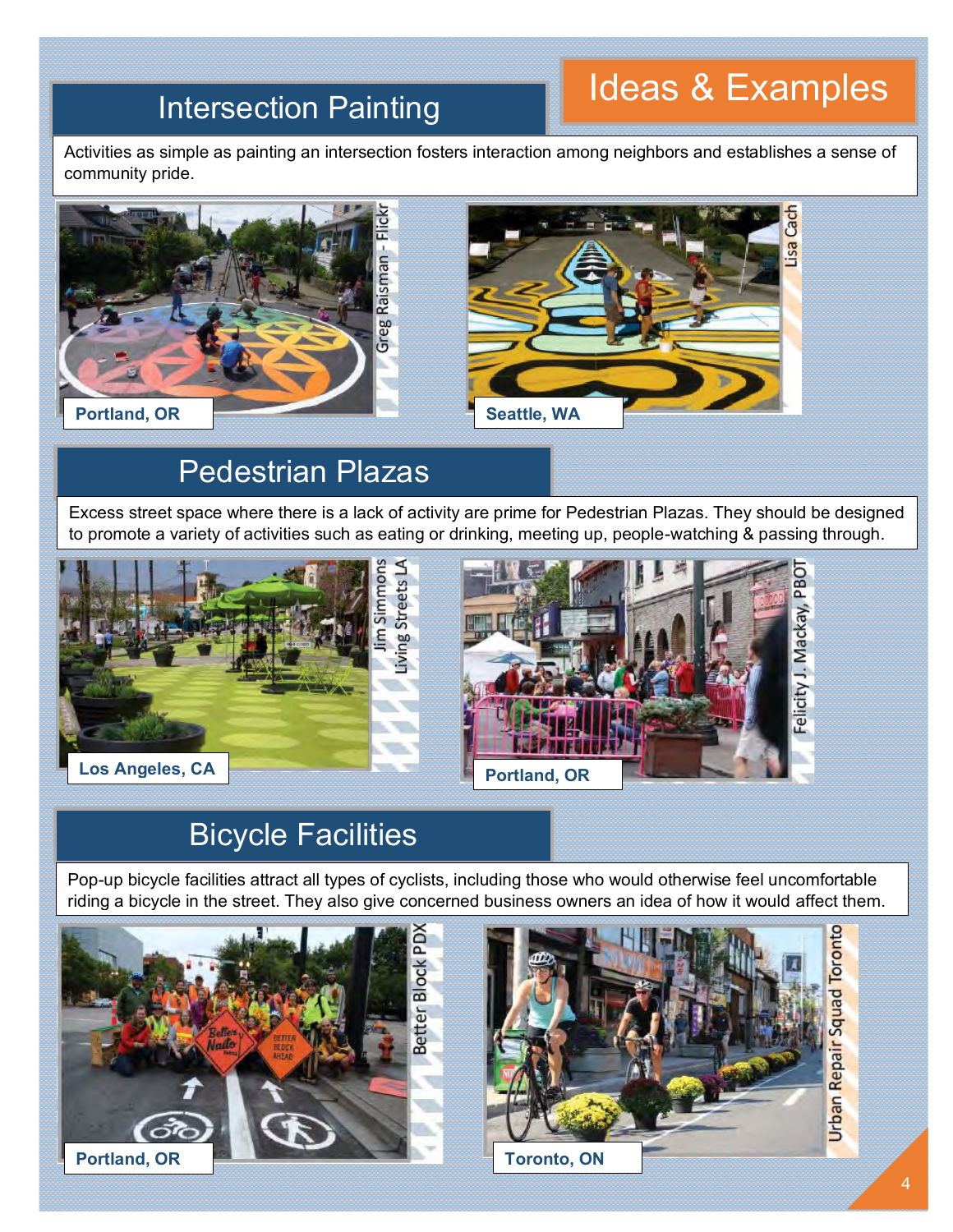# Ideas & Examples

## Intersection Painting

Activities as simple as painting an intersection fosters interaction among neighbors and establishes a sense of community pride.

**Portland, OR** — Greg Raisman - Flickr

**Seattle, WA** — Lisa Cach

## Pedestrian Plazas

Excess street space where there is a lack of activity are prime for Pedestrian Plazas. They should be designed to promote a variety of activities such as eating or drinking, meeting up, people-watching & passing through.

**Los Angeles, CA** — Jim Simmons Living Streets LA

**Portland, OR** — Felicity J. Mackay, PBOT

## Bicycle Facilities

Pop-up bicycle facilities attract all types of cyclists, including those who would otherwise feel uncomfortable riding a bicycle in the street. They also give concerned business owners an idea of how it would affect them.

**Portland, OR** — Better Block PDX

**Toronto, ON** — Urban Repair Squad Toronto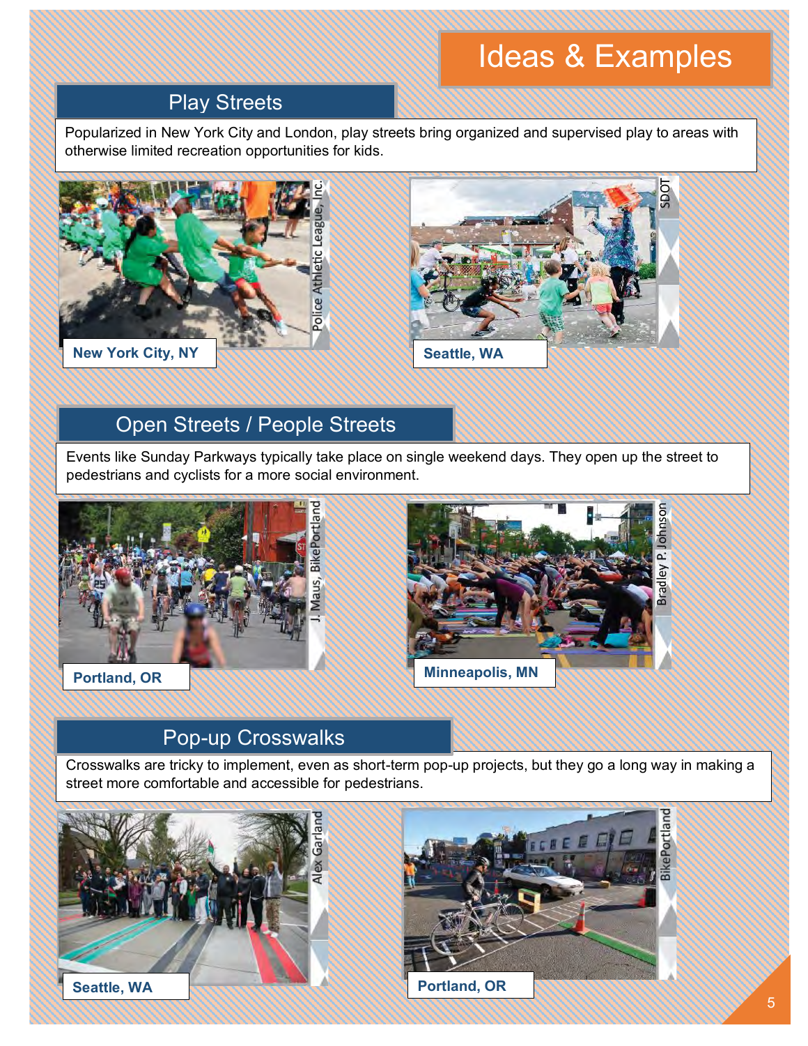# Ideas & Examples

## Play Streets

Popularized in New York City and London, play streets bring organized and supervised play to areas with otherwise limited recreation opportunities for kids.

**New York City, NY**

Police Athletic League, Inc.

**Seattle, WA**

SDOT

## Open Streets / People Streets

Events like Sunday Parkways typically take place on single weekend days. They open up the street to pedestrians and cyclists for a more social environment.

**Portland, OR**

J. Maus, BikePortland

**Minneapolis, MN**

Bradley P. Johnson

## Pop-up Crosswalks

Crosswalks are tricky to implement, even as short-term pop-up projects, but they go a long way in making a street more comfortable and accessible for pedestrians.

**Seattle, WA**

Alex Garland

**Portland, OR**

BikePortland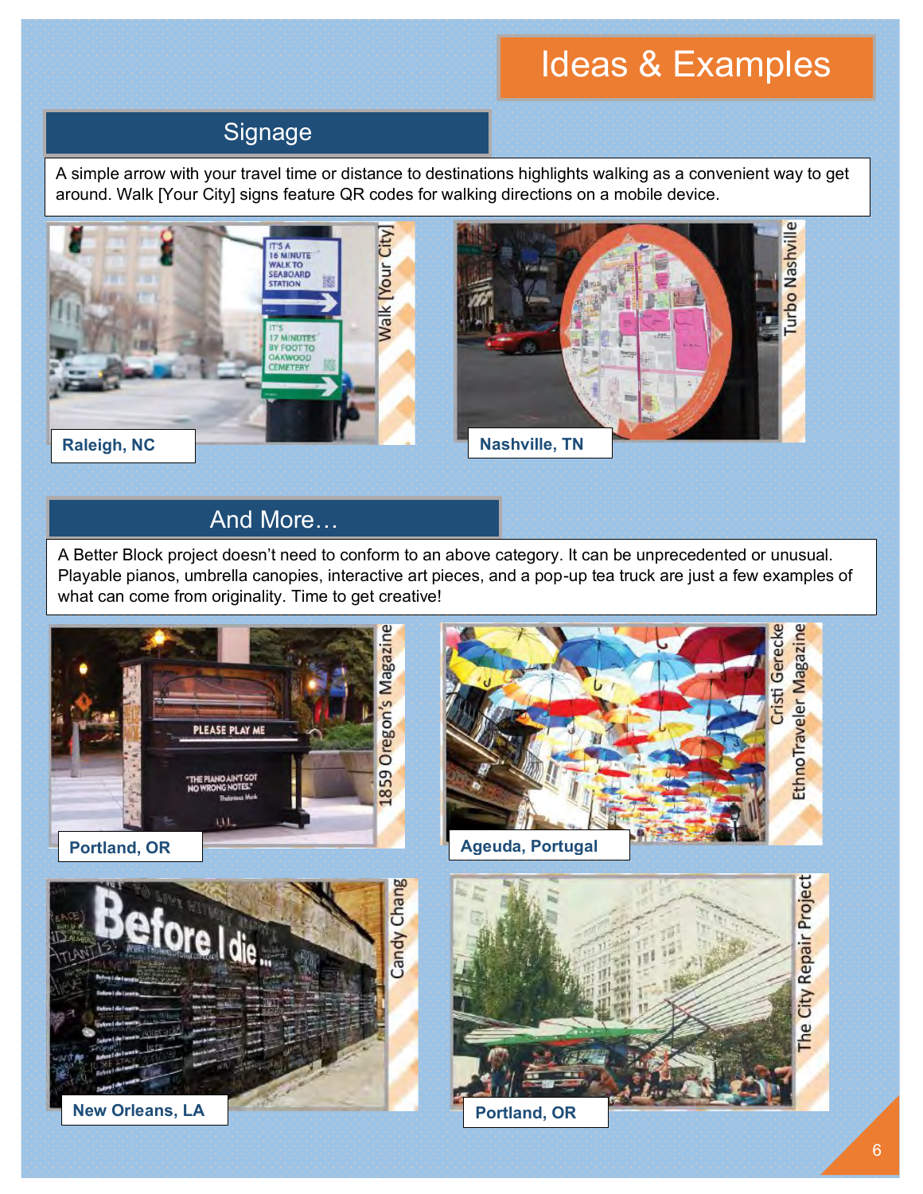# Ideas & Examples

## Signage

A simple arrow with your travel time or distance to destinations highlights walking as a convenient way to get around. Walk [Your City] signs feature QR codes for walking directions on a mobile device.

Raleigh, NC — Walk [Your City]

Nashville, TN — Turbo Nashville

## And More…

A Better Block project doesn't need to conform to an above category. It can be unprecedented or unusual. Playable pianos, umbrella canopies, interactive art pieces, and a pop-up tea truck are just a few examples of what can come from originality. Time to get creative!

Portland, OR — 1859 Oregon's Magazine

Ageuda, Portugal — Cristi Gerecke, EthnoTraveler Magazine

New Orleans, LA — Candy Chang

Portland, OR — The City Repair Project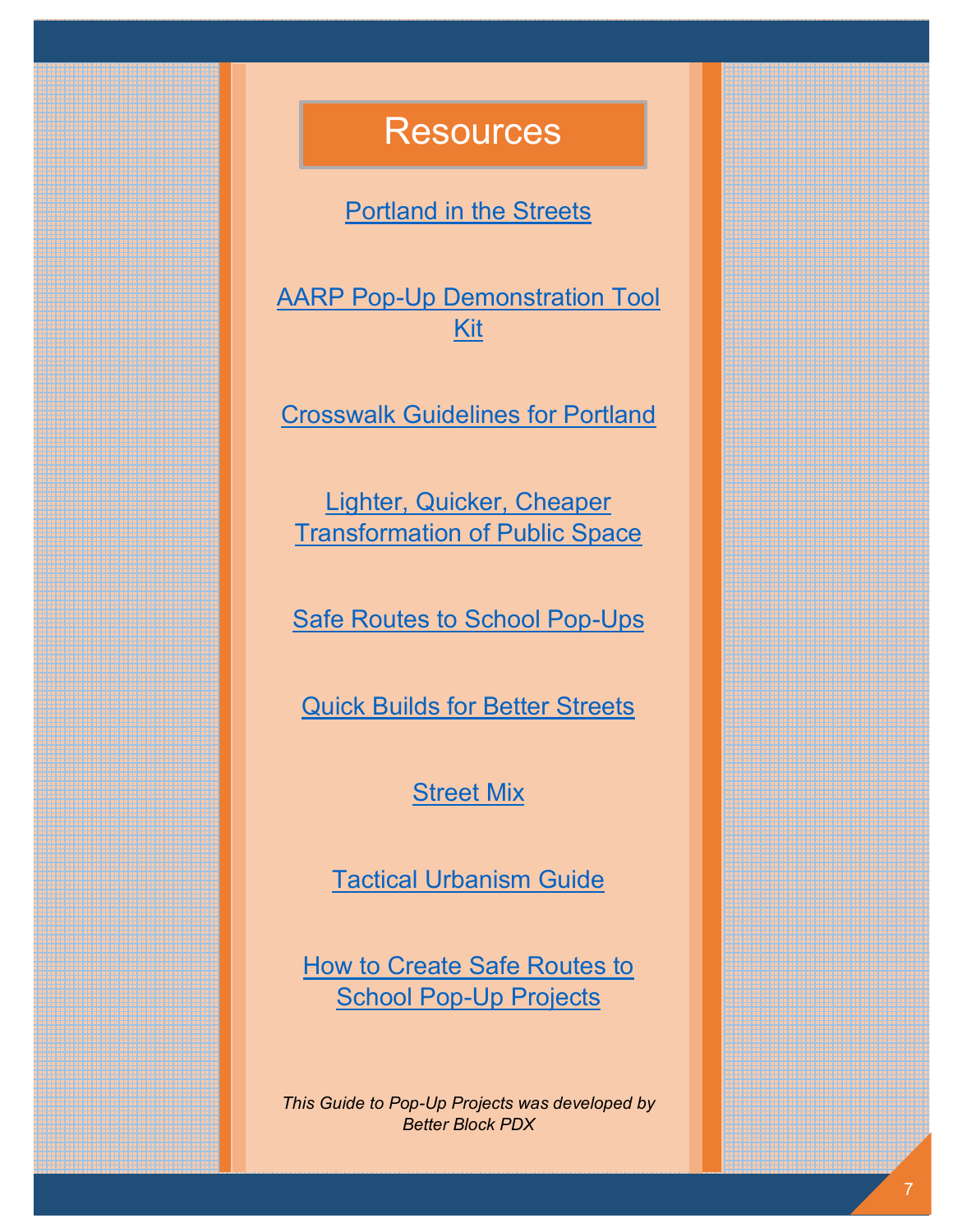# Resources

Portland in the Streets

AARP Pop-Up Demonstration Tool Kit

Crosswalk Guidelines for Portland

Lighter, Quicker, Cheaper Transformation of Public Space

Safe Routes to School Pop-Ups

Quick Builds for Better Streets

Street Mix

Tactical Urbanism Guide

How to Create Safe Routes to School Pop-Up Projects

*This Guide to Pop-Up Projects was developed by Better Block PDX*